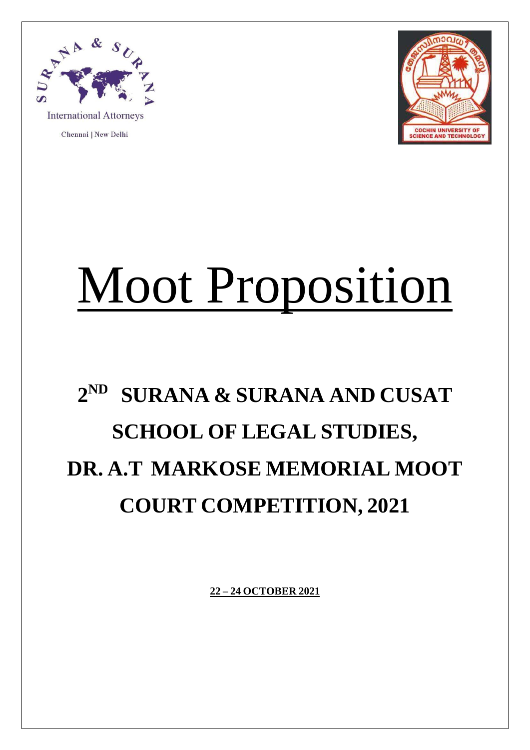SURANA & SURANA

International Attorneys

Chennai | New Delhi

COCHIN UNIVERSITY OF SCIENCE AND TECHNOLOGY

# Moot Proposition

## 2ND SURANA & SURANA AND CUSAT SCHOOL OF LEGAL STUDIES, DR. A.T MARKOSE MEMORIAL MOOT COURT COMPETITION, 2021

**22 – 24 OCTOBER 2021**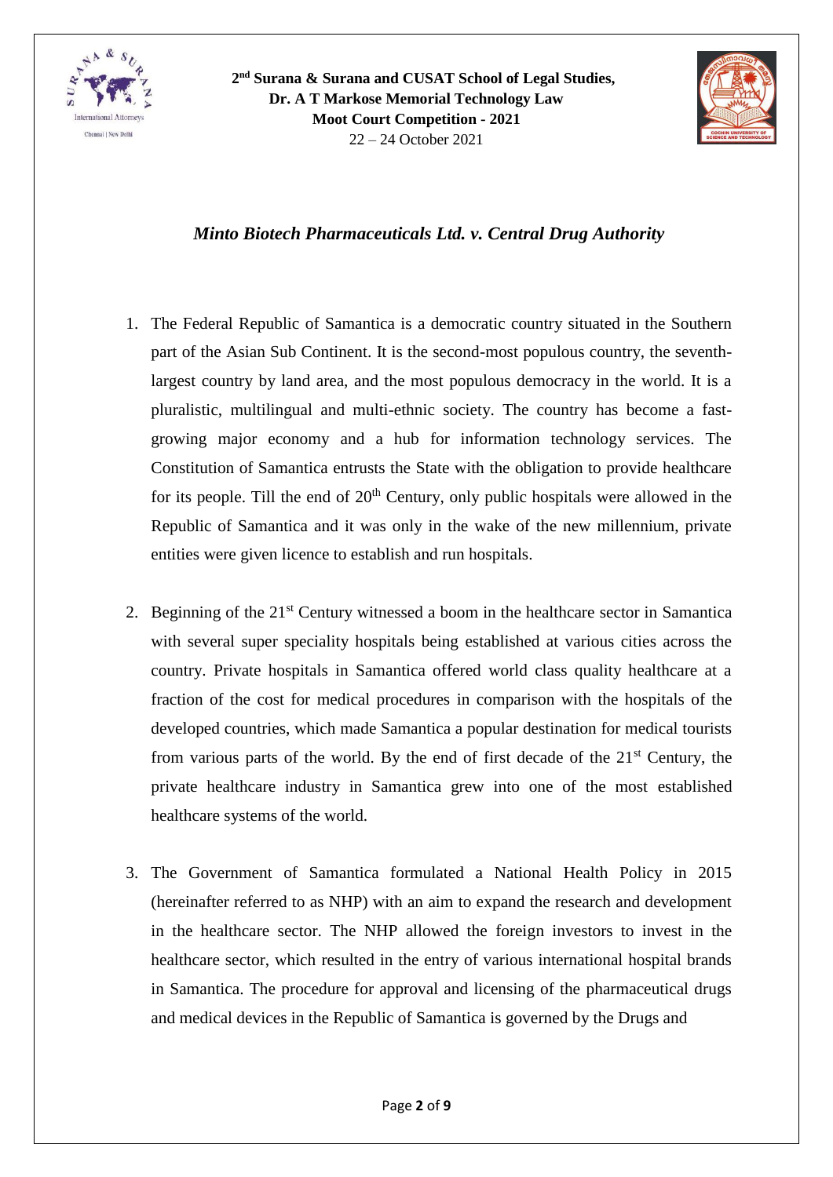*Minto Biotech Pharmaceuticals Ltd. v. Central Drug Authority*

1. The Federal Republic of Samantica is a democratic country situated in the Southern part of the Asian Sub Continent. It is the second-most populous country, the seventh-largest country by land area, and the most populous democracy in the world. It is a pluralistic, multilingual and multi-ethnic society. The country has become a fast-growing major economy and a hub for information technology services. The Constitution of Samantica entrusts the State with the obligation to provide healthcare for its people. Till the end of 20th Century, only public hospitals were allowed in the Republic of Samantica and it was only in the wake of the new millennium, private entities were given licence to establish and run hospitals.

2. Beginning of the 21st Century witnessed a boom in the healthcare sector in Samantica with several super speciality hospitals being established at various cities across the country. Private hospitals in Samantica offered world class quality healthcare at a fraction of the cost for medical procedures in comparison with the hospitals of the developed countries, which made Samantica a popular destination for medical tourists from various parts of the world. By the end of first decade of the 21st Century, the private healthcare industry in Samantica grew into one of the most established healthcare systems of the world.

3. The Government of Samantica formulated a National Health Policy in 2015 (hereinafter referred to as NHP) with an aim to expand the research and development in the healthcare sector. The NHP allowed the foreign investors to invest in the healthcare sector, which resulted in the entry of various international hospital brands in Samantica. The procedure for approval and licensing of the pharmaceutical drugs and medical devices in the Republic of Samantica is governed by the Drugs and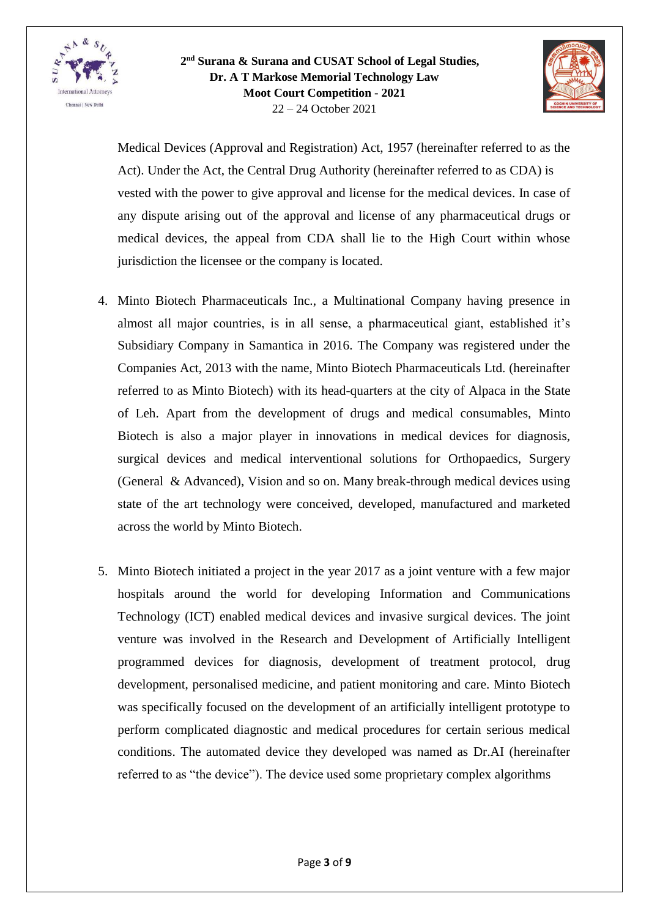Medical Devices (Approval and Registration) Act, 1957 (hereinafter referred to as the Act). Under the Act, the Central Drug Authority (hereinafter referred to as CDA) is vested with the power to give approval and license for the medical devices. In case of any dispute arising out of the approval and license of any pharmaceutical drugs or medical devices, the appeal from CDA shall lie to the High Court within whose jurisdiction the licensee or the company is located.

4. Minto Biotech Pharmaceuticals Inc., a Multinational Company having presence in almost all major countries, is in all sense, a pharmaceutical giant, established it's Subsidiary Company in Samantica in 2016. The Company was registered under the Companies Act, 2013 with the name, Minto Biotech Pharmaceuticals Ltd. (hereinafter referred to as Minto Biotech) with its head-quarters at the city of Alpaca in the State of Leh. Apart from the development of drugs and medical consumables, Minto Biotech is also a major player in innovations in medical devices for diagnosis, surgical devices and medical interventional solutions for Orthopaedics, Surgery (General & Advanced), Vision and so on. Many break-through medical devices using state of the art technology were conceived, developed, manufactured and marketed across the world by Minto Biotech.

5. Minto Biotech initiated a project in the year 2017 as a joint venture with a few major hospitals around the world for developing Information and Communications Technology (ICT) enabled medical devices and invasive surgical devices. The joint venture was involved in the Research and Development of Artificially Intelligent programmed devices for diagnosis, development of treatment protocol, drug development, personalised medicine, and patient monitoring and care. Minto Biotech was specifically focused on the development of an artificially intelligent prototype to perform complicated diagnostic and medical procedures for certain serious medical conditions. The automated device they developed was named as Dr.AI (hereinafter referred to as "the device"). The device used some proprietary complex algorithms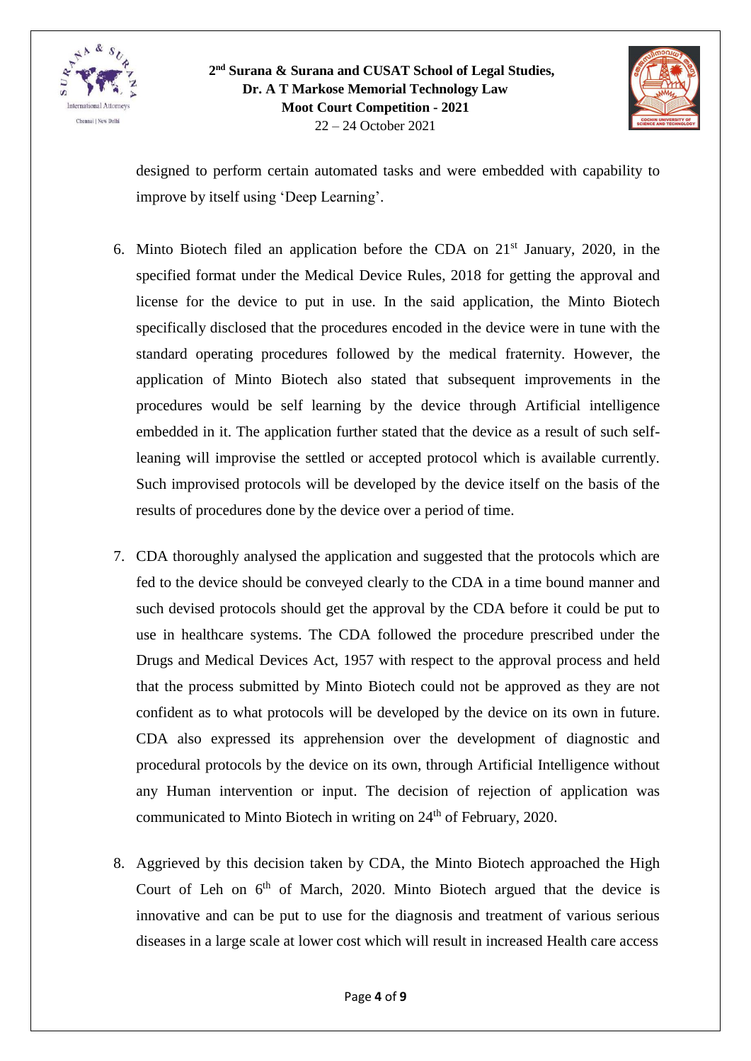designed to perform certain automated tasks and were embedded with capability to improve by itself using 'Deep Learning'.

6. Minto Biotech filed an application before the CDA on 21st January, 2020, in the specified format under the Medical Device Rules, 2018 for getting the approval and license for the device to put in use. In the said application, the Minto Biotech specifically disclosed that the procedures encoded in the device were in tune with the standard operating procedures followed by the medical fraternity. However, the application of Minto Biotech also stated that subsequent improvements in the procedures would be self learning by the device through Artificial intelligence embedded in it. The application further stated that the device as a result of such self-leaning will improvise the settled or accepted protocol which is available currently. Such improvised protocols will be developed by the device itself on the basis of the results of procedures done by the device over a period of time.

7. CDA thoroughly analysed the application and suggested that the protocols which are fed to the device should be conveyed clearly to the CDA in a time bound manner and such devised protocols should get the approval by the CDA before it could be put to use in healthcare systems. The CDA followed the procedure prescribed under the Drugs and Medical Devices Act, 1957 with respect to the approval process and held that the process submitted by Minto Biotech could not be approved as they are not confident as to what protocols will be developed by the device on its own in future. CDA also expressed its apprehension over the development of diagnostic and procedural protocols by the device on its own, through Artificial Intelligence without any Human intervention or input. The decision of rejection of application was communicated to Minto Biotech in writing on 24th of February, 2020.

8. Aggrieved by this decision taken by CDA, the Minto Biotech approached the High Court of Leh on 6th of March, 2020. Minto Biotech argued that the device is innovative and can be put to use for the diagnosis and treatment of various serious diseases in a large scale at lower cost which will result in increased Health care access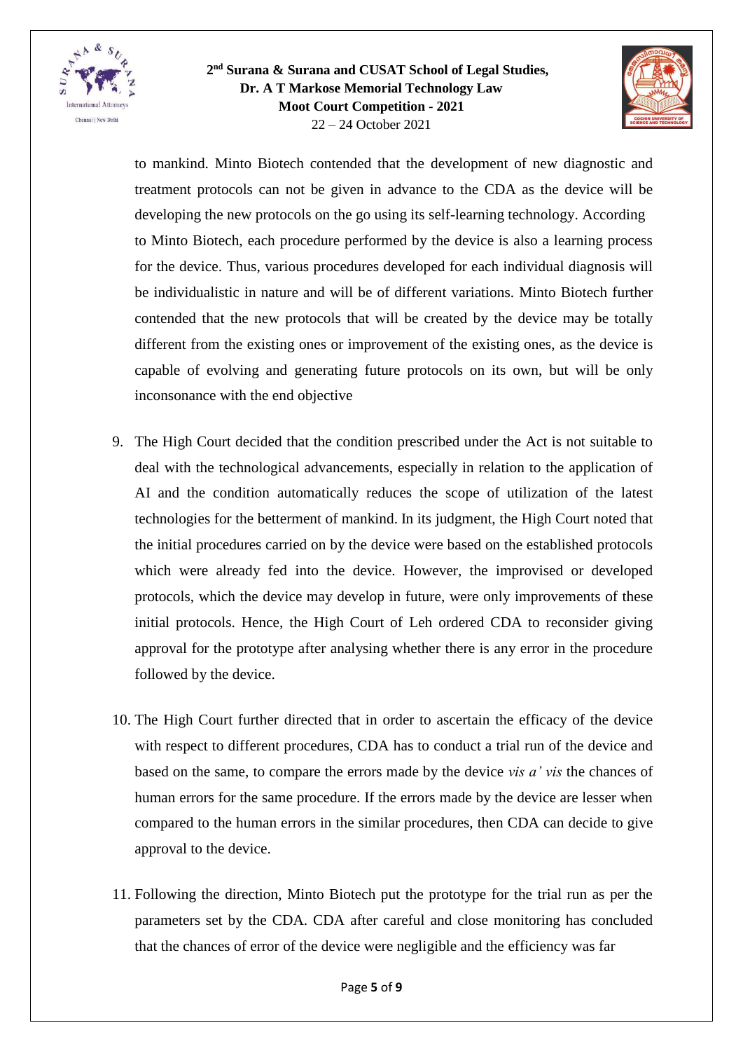to mankind. Minto Biotech contended that the development of new diagnostic and treatment protocols can not be given in advance to the CDA as the device will be developing the new protocols on the go using its self-learning technology. According to Minto Biotech, each procedure performed by the device is also a learning process for the device. Thus, various procedures developed for each individual diagnosis will be individualistic in nature and will be of different variations. Minto Biotech further contended that the new protocols that will be created by the device may be totally different from the existing ones or improvement of the existing ones, as the device is capable of evolving and generating future protocols on its own, but will be only inconsonance with the end objective

9. The High Court decided that the condition prescribed under the Act is not suitable to deal with the technological advancements, especially in relation to the application of AI and the condition automatically reduces the scope of utilization of the latest technologies for the betterment of mankind. In its judgment, the High Court noted that the initial procedures carried on by the device were based on the established protocols which were already fed into the device. However, the improvised or developed protocols, which the device may develop in future, were only improvements of these initial protocols. Hence, the High Court of Leh ordered CDA to reconsider giving approval for the prototype after analysing whether there is any error in the procedure followed by the device.

10. The High Court further directed that in order to ascertain the efficacy of the device with respect to different procedures, CDA has to conduct a trial run of the device and based on the same, to compare the errors made by the device *vis a' vis* the chances of human errors for the same procedure. If the errors made by the device are lesser when compared to the human errors in the similar procedures, then CDA can decide to give approval to the device.

11. Following the direction, Minto Biotech put the prototype for the trial run as per the parameters set by the CDA. CDA after careful and close monitoring has concluded that the chances of error of the device were negligible and the efficiency was far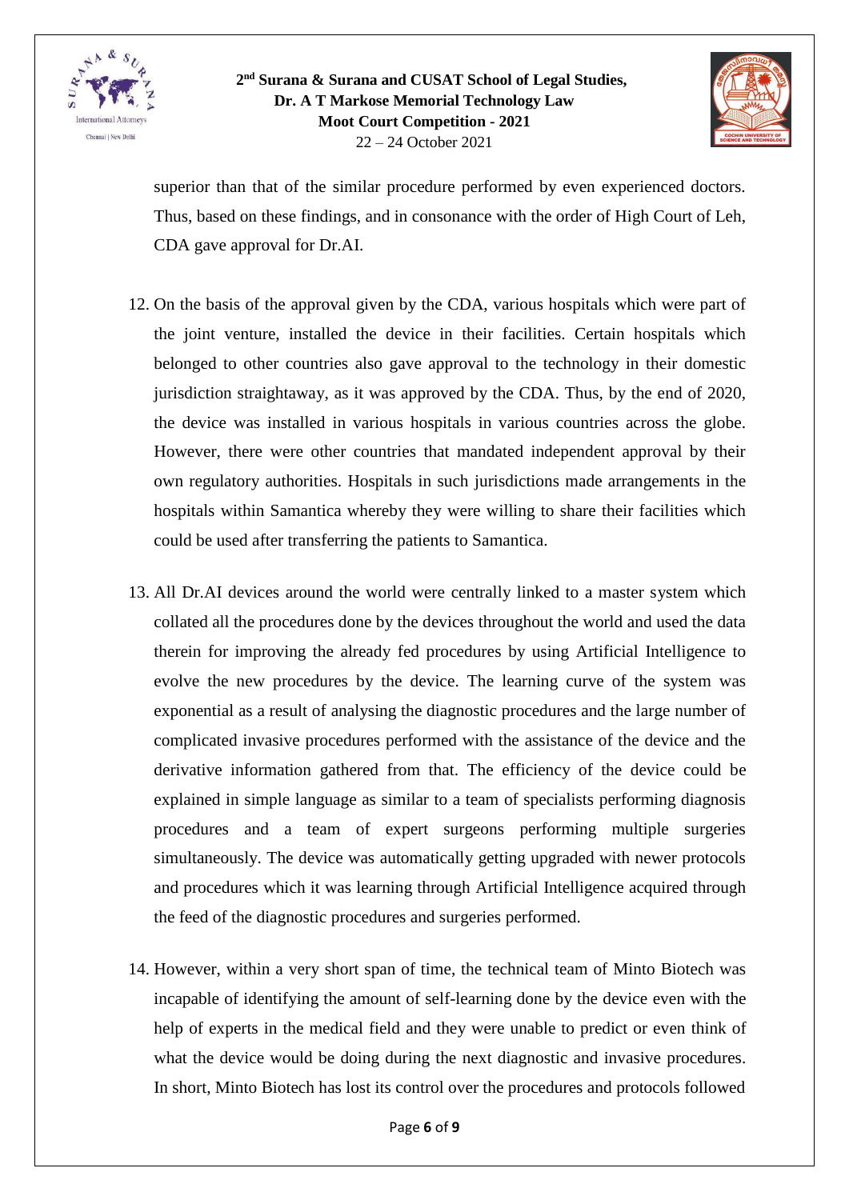superior than that of the similar procedure performed by even experienced doctors. Thus, based on these findings, and in consonance with the order of High Court of Leh, CDA gave approval for Dr.AI.

12. On the basis of the approval given by the CDA, various hospitals which were part of the joint venture, installed the device in their facilities. Certain hospitals which belonged to other countries also gave approval to the technology in their domestic jurisdiction straightaway, as it was approved by the CDA. Thus, by the end of 2020, the device was installed in various hospitals in various countries across the globe. However, there were other countries that mandated independent approval by their own regulatory authorities. Hospitals in such jurisdictions made arrangements in the hospitals within Samantica whereby they were willing to share their facilities which could be used after transferring the patients to Samantica.

13. All Dr.AI devices around the world were centrally linked to a master system which collated all the procedures done by the devices throughout the world and used the data therein for improving the already fed procedures by using Artificial Intelligence to evolve the new procedures by the device. The learning curve of the system was exponential as a result of analysing the diagnostic procedures and the large number of complicated invasive procedures performed with the assistance of the device and the derivative information gathered from that. The efficiency of the device could be explained in simple language as similar to a team of specialists performing diagnosis procedures and a team of expert surgeons performing multiple surgeries simultaneously. The device was automatically getting upgraded with newer protocols and procedures which it was learning through Artificial Intelligence acquired through the feed of the diagnostic procedures and surgeries performed.

14. However, within a very short span of time, the technical team of Minto Biotech was incapable of identifying the amount of self-learning done by the device even with the help of experts in the medical field and they were unable to predict or even think of what the device would be doing during the next diagnostic and invasive procedures. In short, Minto Biotech has lost its control over the procedures and protocols followed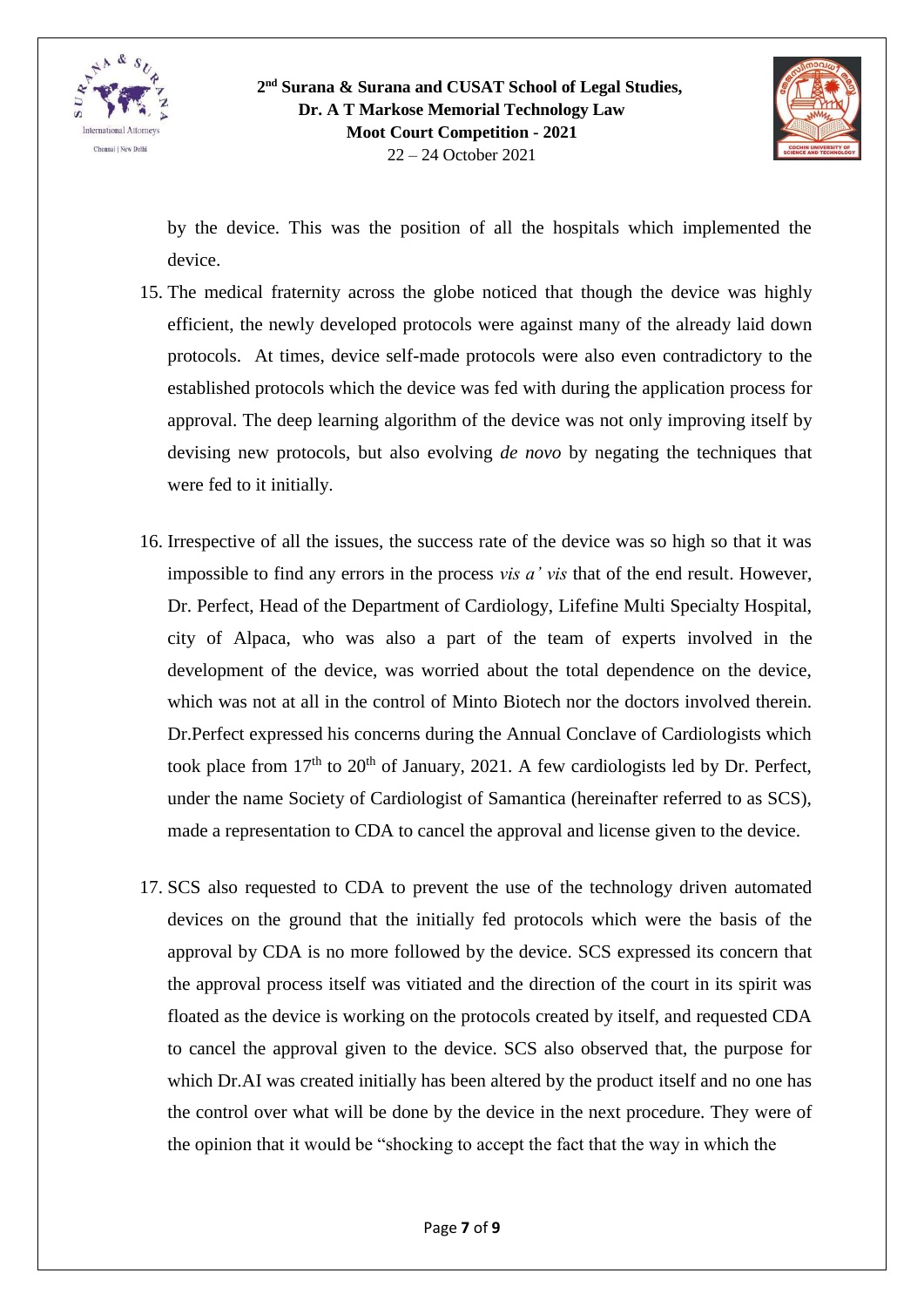by the device. This was the position of all the hospitals which implemented the device.

15. The medical fraternity across the globe noticed that though the device was highly efficient, the newly developed protocols were against many of the already laid down protocols. At times, device self-made protocols were also even contradictory to the established protocols which the device was fed with during the application process for approval. The deep learning algorithm of the device was not only improving itself by devising new protocols, but also evolving *de novo* by negating the techniques that were fed to it initially.

16. Irrespective of all the issues, the success rate of the device was so high so that it was impossible to find any errors in the process *vis a' vis* that of the end result. However, Dr. Perfect, Head of the Department of Cardiology, Lifefine Multi Specialty Hospital, city of Alpaca, who was also a part of the team of experts involved in the development of the device, was worried about the total dependence on the device, which was not at all in the control of Minto Biotech nor the doctors involved therein. Dr.Perfect expressed his concerns during the Annual Conclave of Cardiologists which took place from 17th to 20th of January, 2021. A few cardiologists led by Dr. Perfect, under the name Society of Cardiologist of Samantica (hereinafter referred to as SCS), made a representation to CDA to cancel the approval and license given to the device.

17. SCS also requested to CDA to prevent the use of the technology driven automated devices on the ground that the initially fed protocols which were the basis of the approval by CDA is no more followed by the device. SCS expressed its concern that the approval process itself was vitiated and the direction of the court in its spirit was floated as the device is working on the protocols created by itself, and requested CDA to cancel the approval given to the device. SCS also observed that, the purpose for which Dr.AI was created initially has been altered by the product itself and no one has the control over what will be done by the device in the next procedure. They were of the opinion that it would be "shocking to accept the fact that the way in which the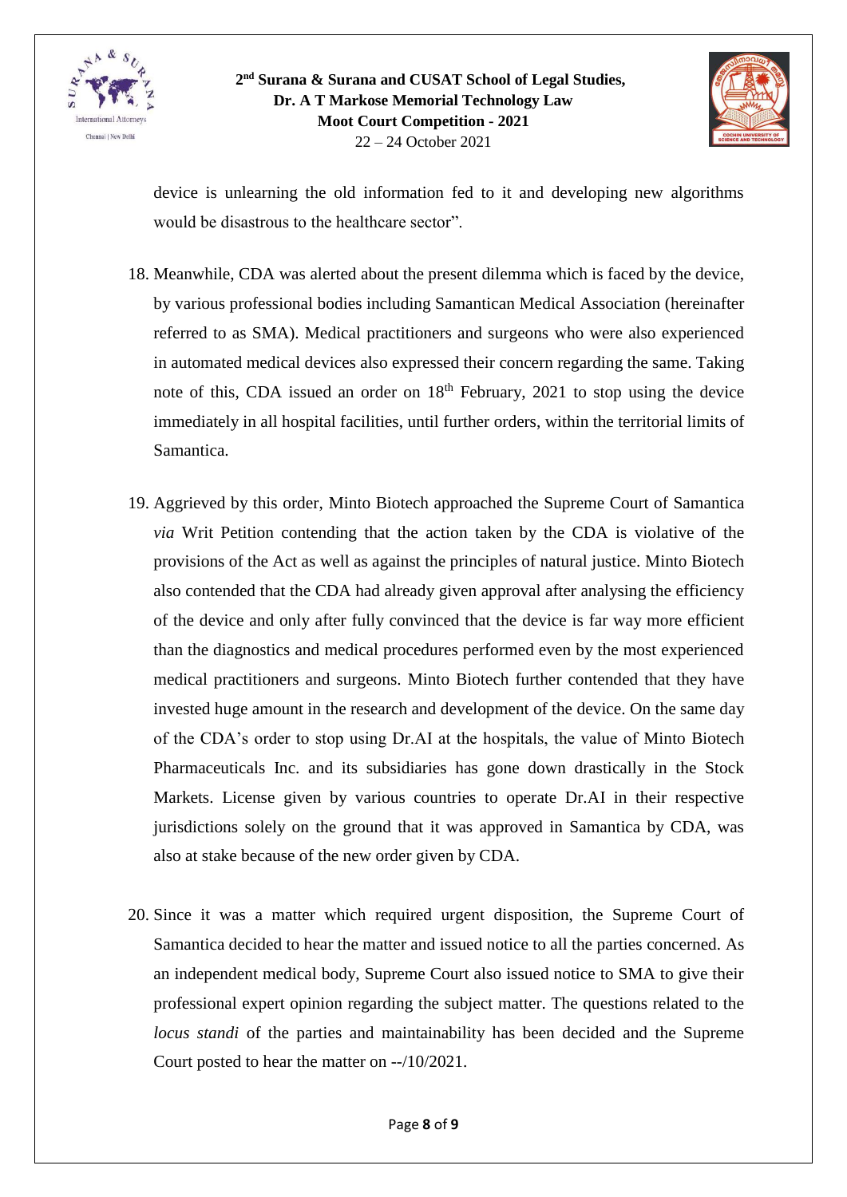device is unlearning the old information fed to it and developing new algorithms would be disastrous to the healthcare sector".

18. Meanwhile, CDA was alerted about the present dilemma which is faced by the device, by various professional bodies including Samantican Medical Association (hereinafter referred to as SMA). Medical practitioners and surgeons who were also experienced in automated medical devices also expressed their concern regarding the same. Taking note of this, CDA issued an order on 18th February, 2021 to stop using the device immediately in all hospital facilities, until further orders, within the territorial limits of Samantica.

19. Aggrieved by this order, Minto Biotech approached the Supreme Court of Samantica *via* Writ Petition contending that the action taken by the CDA is violative of the provisions of the Act as well as against the principles of natural justice. Minto Biotech also contended that the CDA had already given approval after analysing the efficiency of the device and only after fully convinced that the device is far way more efficient than the diagnostics and medical procedures performed even by the most experienced medical practitioners and surgeons. Minto Biotech further contended that they have invested huge amount in the research and development of the device. On the same day of the CDA's order to stop using Dr.AI at the hospitals, the value of Minto Biotech Pharmaceuticals Inc. and its subsidiaries has gone down drastically in the Stock Markets. License given by various countries to operate Dr.AI in their respective jurisdictions solely on the ground that it was approved in Samantica by CDA, was also at stake because of the new order given by CDA.

20. Since it was a matter which required urgent disposition, the Supreme Court of Samantica decided to hear the matter and issued notice to all the parties concerned. As an independent medical body, Supreme Court also issued notice to SMA to give their professional expert opinion regarding the subject matter. The questions related to the *locus standi* of the parties and maintainability has been decided and the Supreme Court posted to hear the matter on --/10/2021.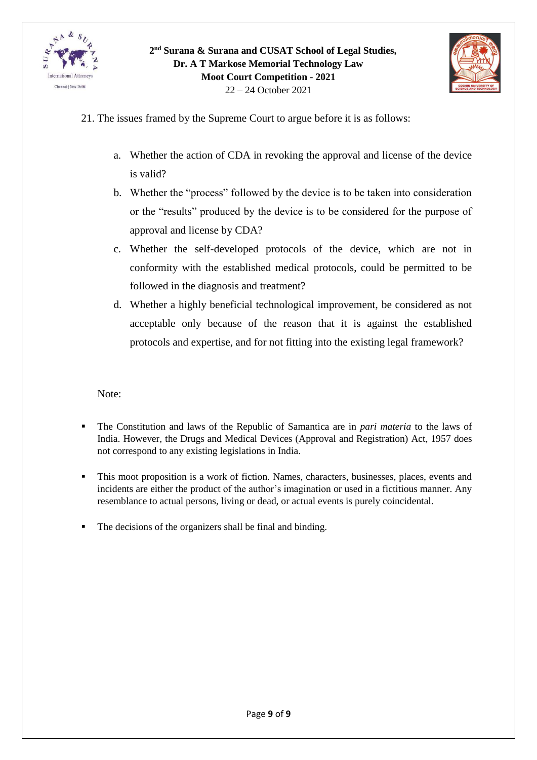21. The issues framed by the Supreme Court to argue before it is as follows:

   a. Whether the action of CDA in revoking the approval and license of the device is valid?

   b. Whether the "process" followed by the device is to be taken into consideration or the "results" produced by the device is to be considered for the purpose of approval and license by CDA?

   c. Whether the self-developed protocols of the device, which are not in conformity with the established medical protocols, could be permitted to be followed in the diagnosis and treatment?

   d. Whether a highly beneficial technological improvement, be considered as not acceptable only because of the reason that it is against the established protocols and expertise, and for not fitting into the existing legal framework?

<u>Note:</u>

- The Constitution and laws of the Republic of Samantica are in *pari materia* to the laws of India. However, the Drugs and Medical Devices (Approval and Registration) Act, 1957 does not correspond to any existing legislations in India.
- This moot proposition is a work of fiction. Names, characters, businesses, places, events and incidents are either the product of the author's imagination or used in a fictitious manner. Any resemblance to actual persons, living or dead, or actual events is purely coincidental.
- The decisions of the organizers shall be final and binding.